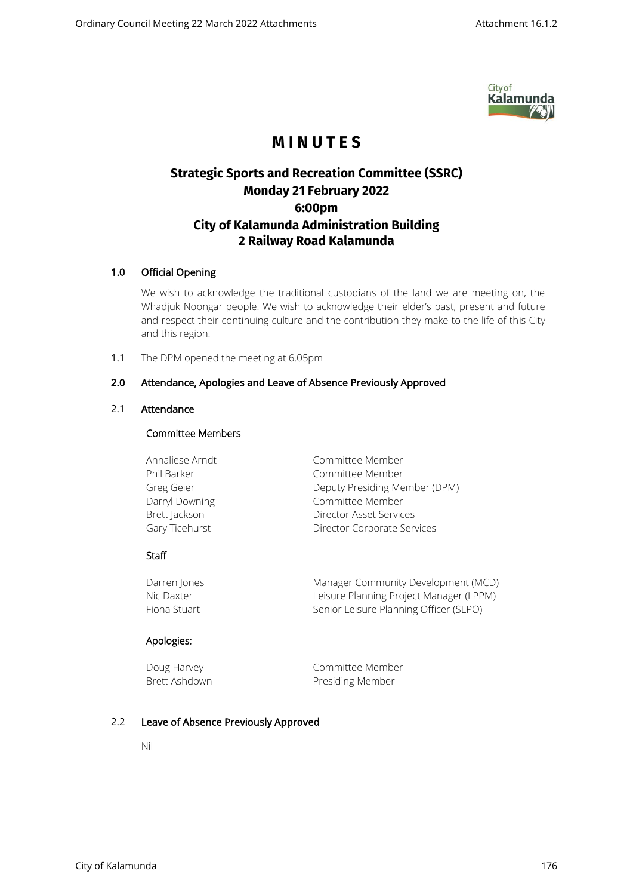# MINUTES

## Strategic Sports and Recreation Committee (SSRC)
## Monday 21 February 2022
## 6:00pm
## City of Kalamunda Administration Building
## 2 Railway Road Kalamunda

### 1.0 Official Opening

We wish to acknowledge the traditional custodians of the land we are meeting on, the Whadjuk Noongar people. We wish to acknowledge their elder's past, present and future and respect their continuing culture and the contribution they make to the life of this City and this region.

1.1 The DPM opened the meeting at 6.05pm

### 2.0 Attendance, Apologies and Leave of Absence Previously Approved

#### 2.1 Attendance

**Committee Members**

| | |
|---|---|
| Annaliese Arndt | Committee Member |
| Phil Barker | Committee Member |
| Greg Geier | Deputy Presiding Member (DPM) |
| Darryl Downing | Committee Member |
| Brett Jackson | Director Asset Services |
| Gary Ticehurst | Director Corporate Services |

**Staff**

| | |
|---|---|
| Darren Jones | Manager Community Development (MCD) |
| Nic Daxter | Leisure Planning Project Manager (LPPM) |
| Fiona Stuart | Senior Leisure Planning Officer (SLPO) |

**Apologies:**

| | |
|---|---|
| Doug Harvey | Committee Member |
| Brett Ashdown | Presiding Member |

#### 2.2 Leave of Absence Previously Approved

Nil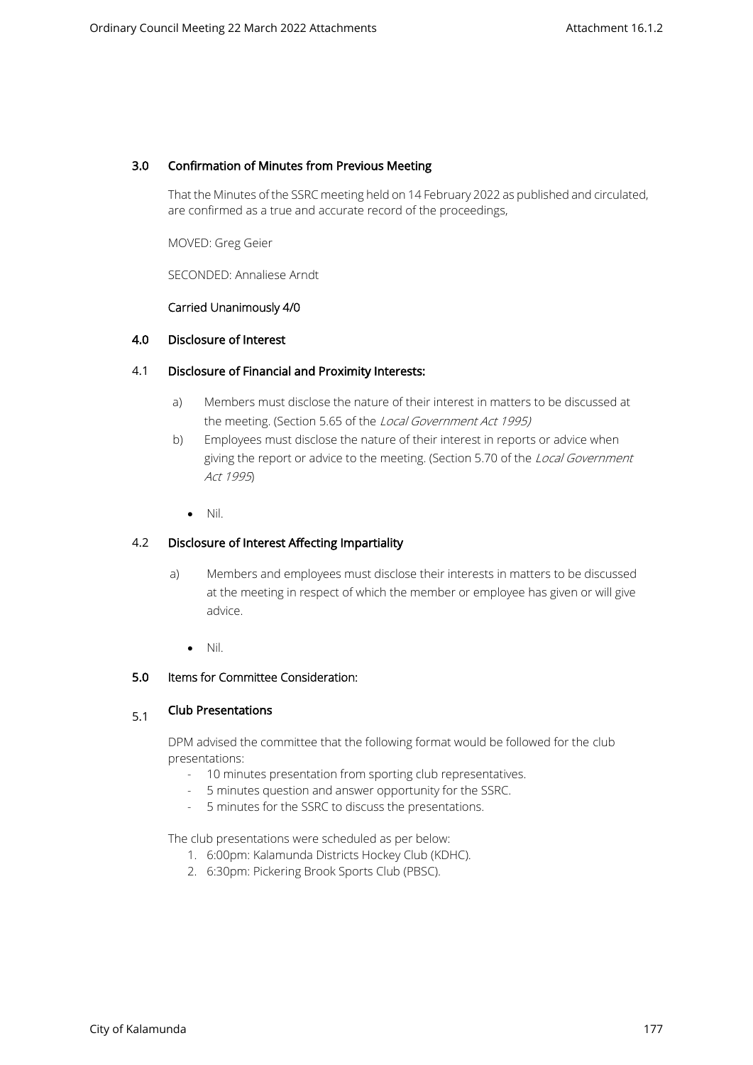## 3.0 Confirmation of Minutes from Previous Meeting

That the Minutes of the SSRC meeting held on 14 February 2022 as published and circulated, are confirmed as a true and accurate record of the proceedings,

MOVED: Greg Geier

SECONDED: Annaliese Arndt

**Carried Unanimously 4/0**

## 4.0 Disclosure of Interest

### 4.1 Disclosure of Financial and Proximity Interests:

a) Members must disclose the nature of their interest in matters to be discussed at the meeting. (Section 5.65 of the *Local Government Act 1995)*

b) Employees must disclose the nature of their interest in reports or advice when giving the report or advice to the meeting. (Section 5.70 of the *Local Government Act 1995*)

- Nil.

### 4.2 Disclosure of Interest Affecting Impartiality

a) Members and employees must disclose their interests in matters to be discussed at the meeting in respect of which the member or employee has given or will give advice.

- Nil.

## 5.0 Items for Committee Consideration:

### 5.1 Club Presentations

DPM advised the committee that the following format would be followed for the club presentations:

- 10 minutes presentation from sporting club representatives.
- 5 minutes question and answer opportunity for the SSRC.
- 5 minutes for the SSRC to discuss the presentations.

The club presentations were scheduled as per below:

1. 6:00pm: Kalamunda Districts Hockey Club (KDHC).
2. 6:30pm: Pickering Brook Sports Club (PBSC).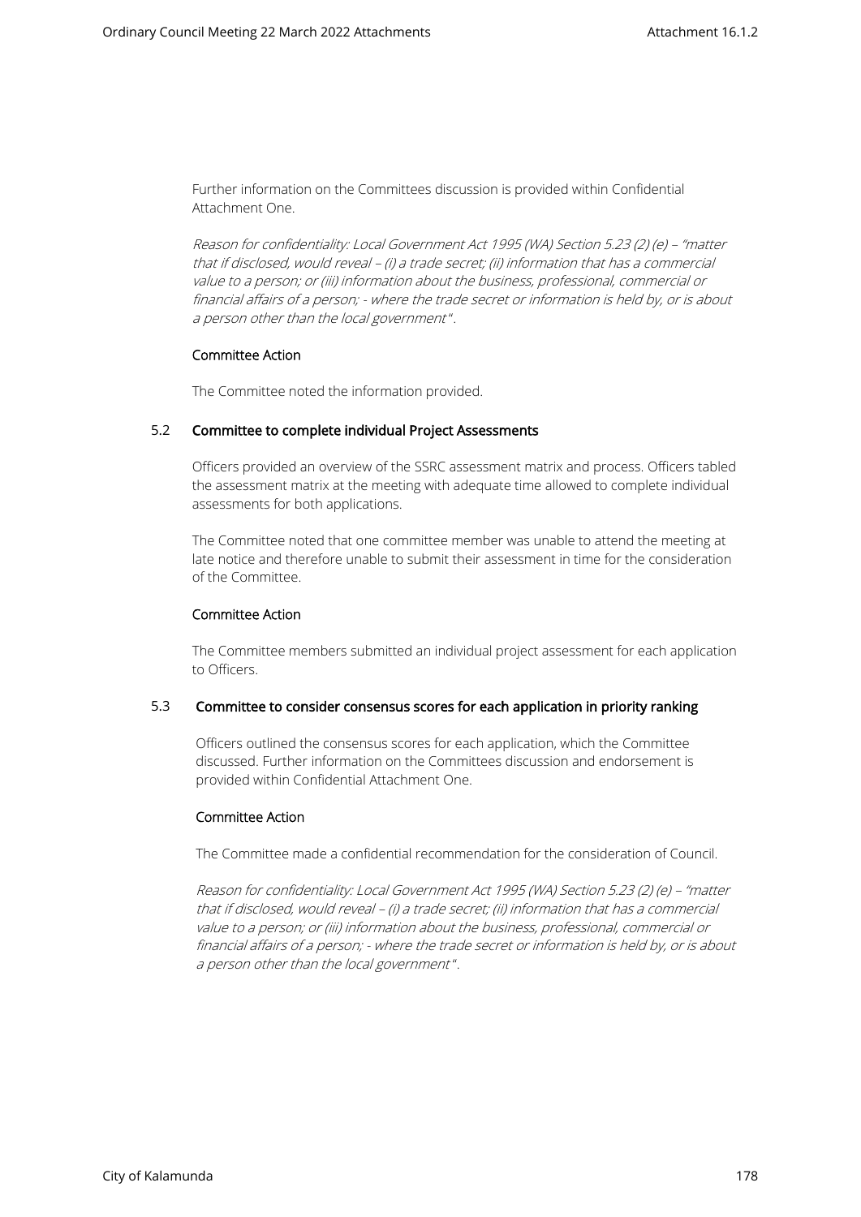Further information on the Committees discussion is provided within Confidential Attachment One.

*Reason for confidentiality: Local Government Act 1995 (WA) Section 5.23 (2) (e) – "matter that if disclosed, would reveal – (i) a trade secret; (ii) information that has a commercial value to a person; or (iii) information about the business, professional, commercial or financial affairs of a person; - where the trade secret or information is held by, or is about a person other than the local government".*

Committee Action

The Committee noted the information provided.

### 5.2 Committee to complete individual Project Assessments

Officers provided an overview of the SSRC assessment matrix and process. Officers tabled the assessment matrix at the meeting with adequate time allowed to complete individual assessments for both applications.

The Committee noted that one committee member was unable to attend the meeting at late notice and therefore unable to submit their assessment in time for the consideration of the Committee.

Committee Action

The Committee members submitted an individual project assessment for each application to Officers.

### 5.3 Committee to consider consensus scores for each application in priority ranking

Officers outlined the consensus scores for each application, which the Committee discussed. Further information on the Committees discussion and endorsement is provided within Confidential Attachment One.

Committee Action

The Committee made a confidential recommendation for the consideration of Council.

*Reason for confidentiality: Local Government Act 1995 (WA) Section 5.23 (2) (e) – "matter that if disclosed, would reveal – (i) a trade secret; (ii) information that has a commercial value to a person; or (iii) information about the business, professional, commercial or financial affairs of a person; - where the trade secret or information is held by, or is about a person other than the local government".*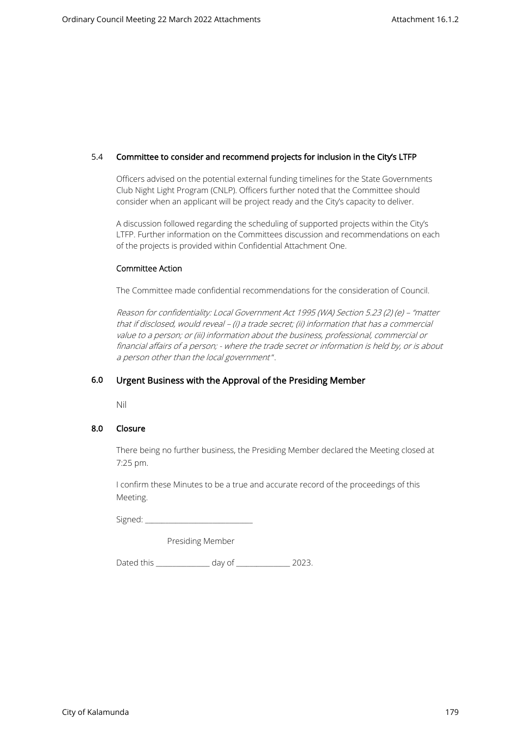### 5.4 Committee to consider and recommend projects for inclusion in the City's LTFP

Officers advised on the potential external funding timelines for the State Governments Club Night Light Program (CNLP). Officers further noted that the Committee should consider when an applicant will be project ready and the City's capacity to deliver.

A discussion followed regarding the scheduling of supported projects within the City's LTFP. Further information on the Committees discussion and recommendations on each of the projects is provided within Confidential Attachment One.

#### Committee Action

The Committee made confidential recommendations for the consideration of Council.

*Reason for confidentiality: Local Government Act 1995 (WA) Section 5.23 (2) (e) – "matter that if disclosed, would reveal – (i) a trade secret; (ii) information that has a commercial value to a person; or (iii) information about the business, professional, commercial or financial affairs of a person; - where the trade secret or information is held by, or is about a person other than the local government"*.

## 6.0 Urgent Business with the Approval of the Presiding Member

Nil

## 8.0 Closure

There being no further business, the Presiding Member declared the Meeting closed at 7:25 pm.

I confirm these Minutes to be a true and accurate record of the proceedings of this Meeting.

Signed: ___________________________

Presiding Member

Dated this ______________ day of ______________ 2023.